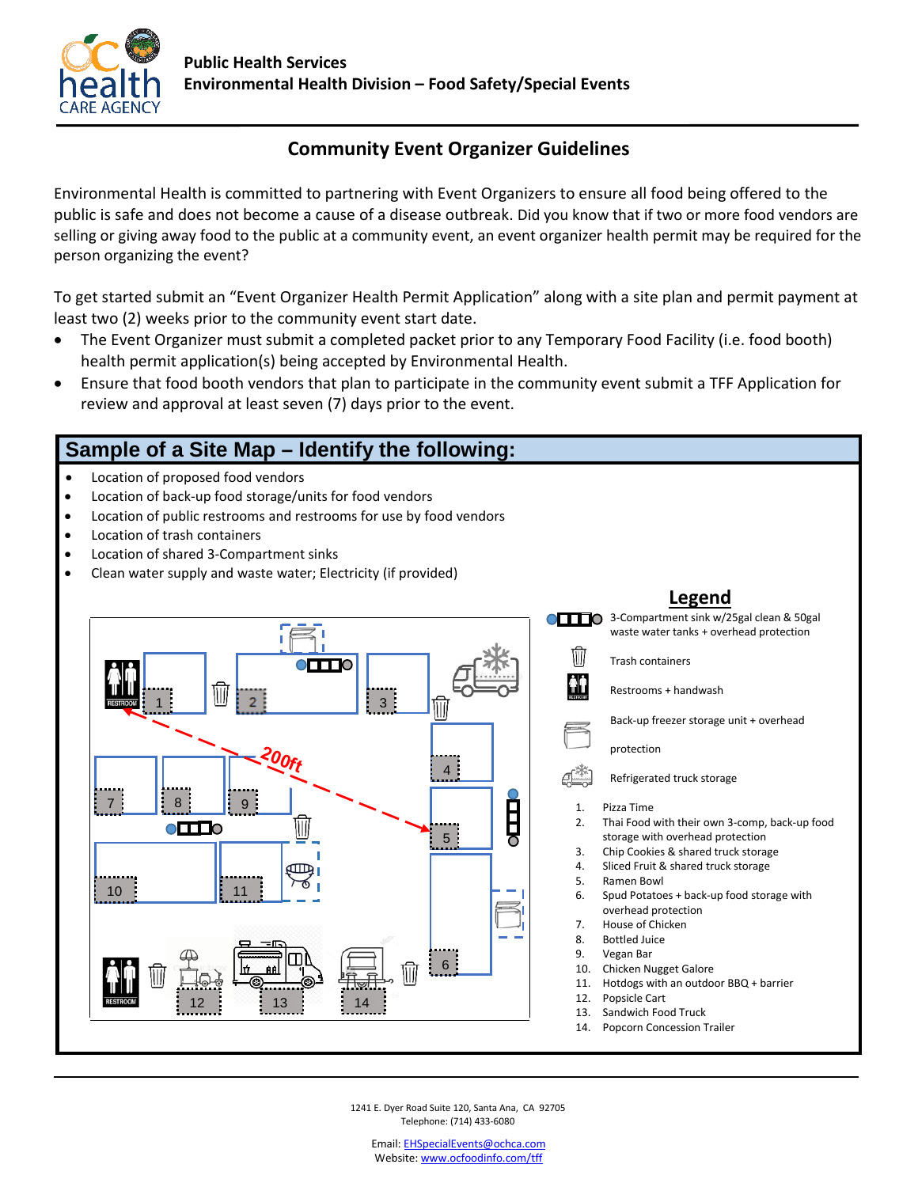Public Health Services
**Environmental Health Division – Food Safety/Special Events**

## Community Event Organizer Guidelines

Environmental Health is committed to partnering with Event Organizers to ensure all food being offered to the public is safe and does not become a cause of a disease outbreak. Did you know that if two or more food vendors are selling or giving away food to the public at a community event, an event organizer health permit may be required for the person organizing the event?

To get started submit an "Event Organizer Health Permit Application" along with a site plan and permit payment at least two (2) weeks prior to the community event start date.

- The Event Organizer must submit a completed packet prior to any Temporary Food Facility (i.e. food booth) health permit application(s) being accepted by Environmental Health.
- Ensure that food booth vendors that plan to participate in the community event submit a TFF Application for review and approval at least seven (7) days prior to the event.

### Sample of a Site Map – Identify the following:

- Location of proposed food vendors
- Location of back-up food storage/units for food vendors
- Location of public restrooms and restrooms for use by food vendors
- Location of trash containers
- Location of shared 3-Compartment sinks
- Clean water supply and waste water; Electricity (if provided)

**Legend**

- 3-Compartment sink w/25gal clean & 50gal waste water tanks + overhead protection
- Trash containers
- Restrooms + handwash
- Back-up freezer storage unit + overhead protection
- Refrigerated truck storage

1. Pizza Time
2. Thai Food with their own 3-comp, back-up food storage with overhead protection
3. Chip Cookies & shared truck storage
4. Sliced Fruit & shared truck storage
5. Ramen Bowl
6. Spud Potatoes + back-up food storage with overhead protection
7. House of Chicken
8. Bottled Juice
9. Vegan Bar
10. Chicken Nugget Galore
11. Hotdogs with an outdoor BBQ + barrier
12. Popsicle Cart
13. Sandwich Food Truck
14. Popcorn Concession Trailer

1241 E. Dyer Road Suite 120, Santa Ana, CA 92705
Telephone: (714) 433-6080

Email: EHSpecialEvents@ochca.com
Website: www.ocfoodinfo.com/tff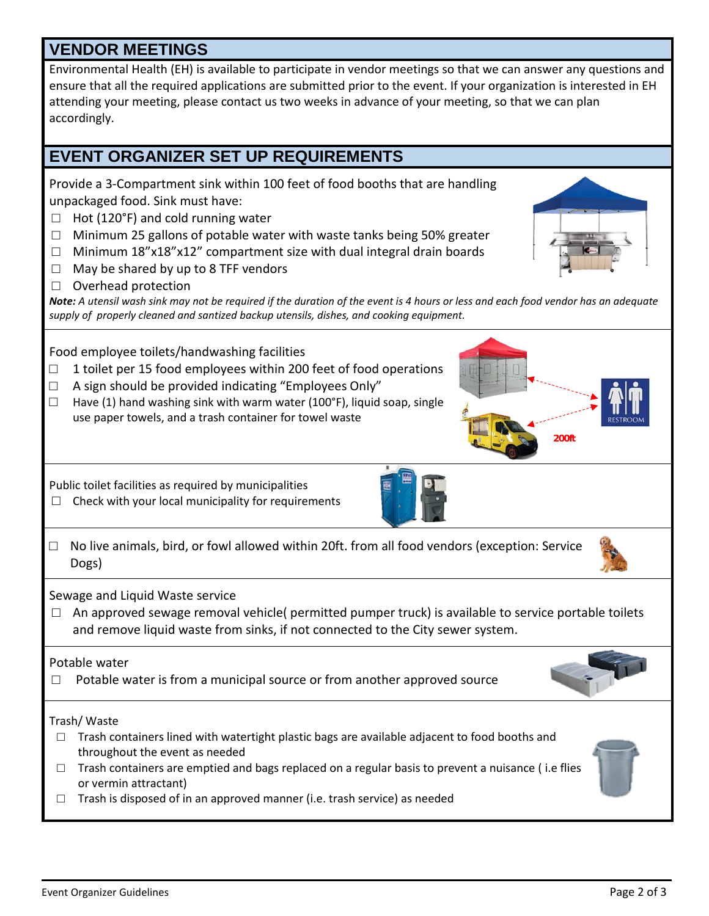## VENDOR MEETINGS

Environmental Health (EH) is available to participate in vendor meetings so that we can answer any questions and ensure that all the required applications are submitted prior to the event. If your organization is interested in EH attending your meeting, please contact us two weeks in advance of your meeting, so that we can plan accordingly.

## EVENT ORGANIZER SET UP REQUIREMENTS

Provide a 3-Compartment sink within 100 feet of food booths that are handling unpackaged food. Sink must have:

- ☐ Hot (120°F) and cold running water
- ☐ Minimum 25 gallons of potable water with waste tanks being 50% greater
- ☐ Minimum 18"x18"x12" compartment size with dual integral drain boards
- ☐ May be shared by up to 8 TFF vendors
- ☐ Overhead protection

***Note:*** *A utensil wash sink may not be required if the duration of the event is 4 hours or less and each food vendor has an adequate supply of properly cleaned and santized backup utensils, dishes, and cooking equipment.*

Food employee toilets/handwashing facilities

- ☐ 1 toilet per 15 food employees within 200 feet of food operations
- ☐ A sign should be provided indicating "Employees Only"
- ☐ Have (1) hand washing sink with warm water (100°F), liquid soap, single use paper towels, and a trash container for towel waste

Public toilet facilities as required by municipalities

- ☐ Check with your local municipality for requirements

☐ No live animals, bird, or fowl allowed within 20ft. from all food vendors (exception: Service Dogs)

Sewage and Liquid Waste service

- ☐ An approved sewage removal vehicle( permitted pumper truck) is available to service portable toilets and remove liquid waste from sinks, if not connected to the City sewer system.

Potable water

- ☐ Potable water is from a municipal source or from another approved source

Trash/ Waste

- ☐ Trash containers lined with watertight plastic bags are available adjacent to food booths and throughout the event as needed
- ☐ Trash containers are emptied and bags replaced on a regular basis to prevent a nuisance ( i.e flies or vermin attractant)
- ☐ Trash is disposed of in an approved manner (i.e. trash service) as needed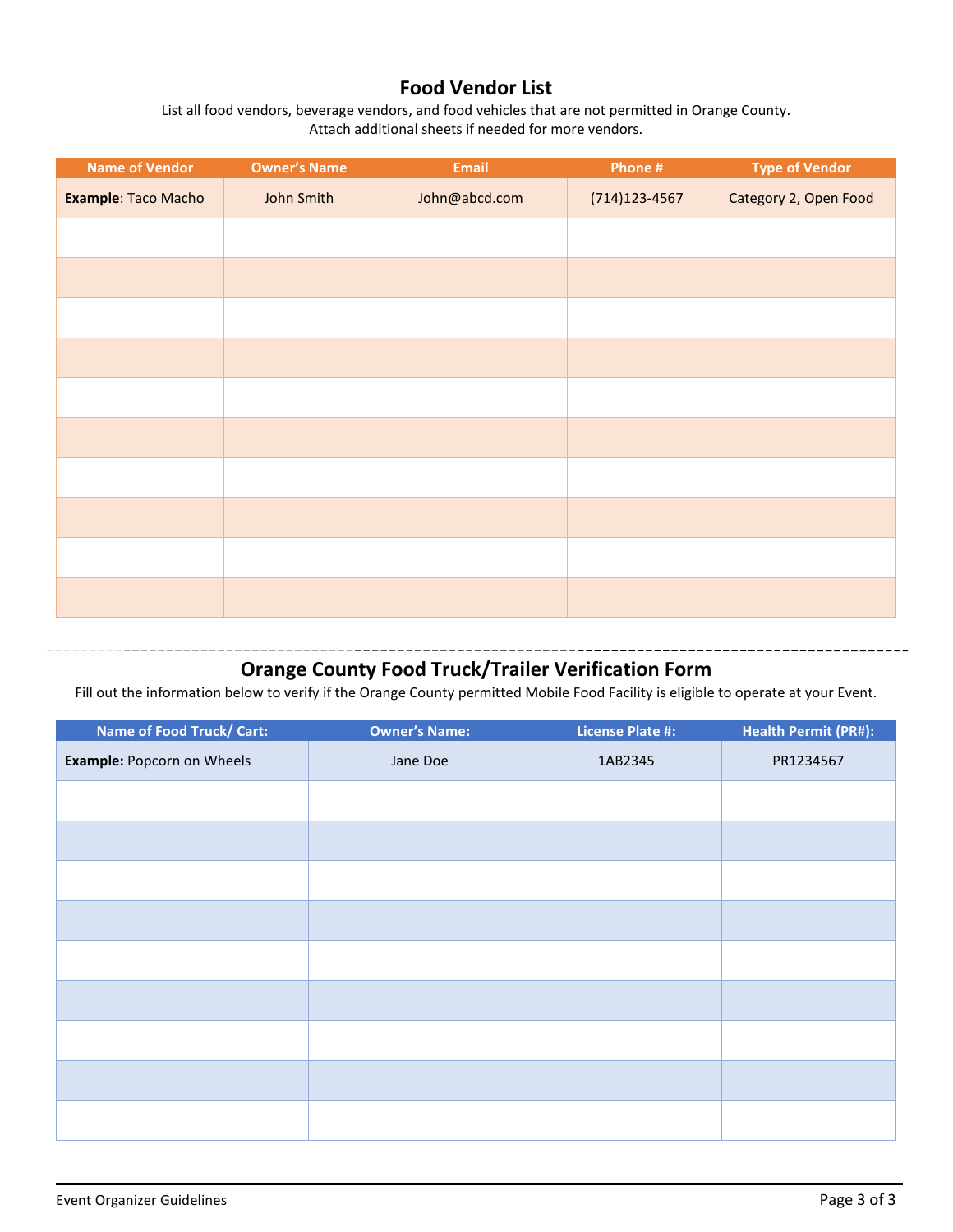## Food Vendor List

List all food vendors, beverage vendors, and food vehicles that are not permitted in Orange County.
Attach additional sheets if needed for more vendors.

| Name of Vendor | Owner's Name | Email | Phone # | Type of Vendor |
|---|---|---|---|---|
| **Example**: Taco Macho | John Smith | John@abcd.com | (714)123-4567 | Category 2, Open Food |
| | | | | |
| | | | | |
| | | | | |
| | | | | |
| | | | | |
| | | | | |
| | | | | |
| | | | | |
| | | | | |
| | | | | |

---

## Orange County Food Truck/Trailer Verification Form

Fill out the information below to verify if the Orange County permitted Mobile Food Facility is eligible to operate at your Event.

| Name of Food Truck/ Cart: | Owner's Name: | License Plate #: | Health Permit (PR#): |
|---|---|---|---|
| **Example:** Popcorn on Wheels | Jane Doe | 1AB2345 | PR1234567 |
| | | | |
| | | | |
| | | | |
| | | | |
| | | | |
| | | | |
| | | | |
| | | | |
| | | | |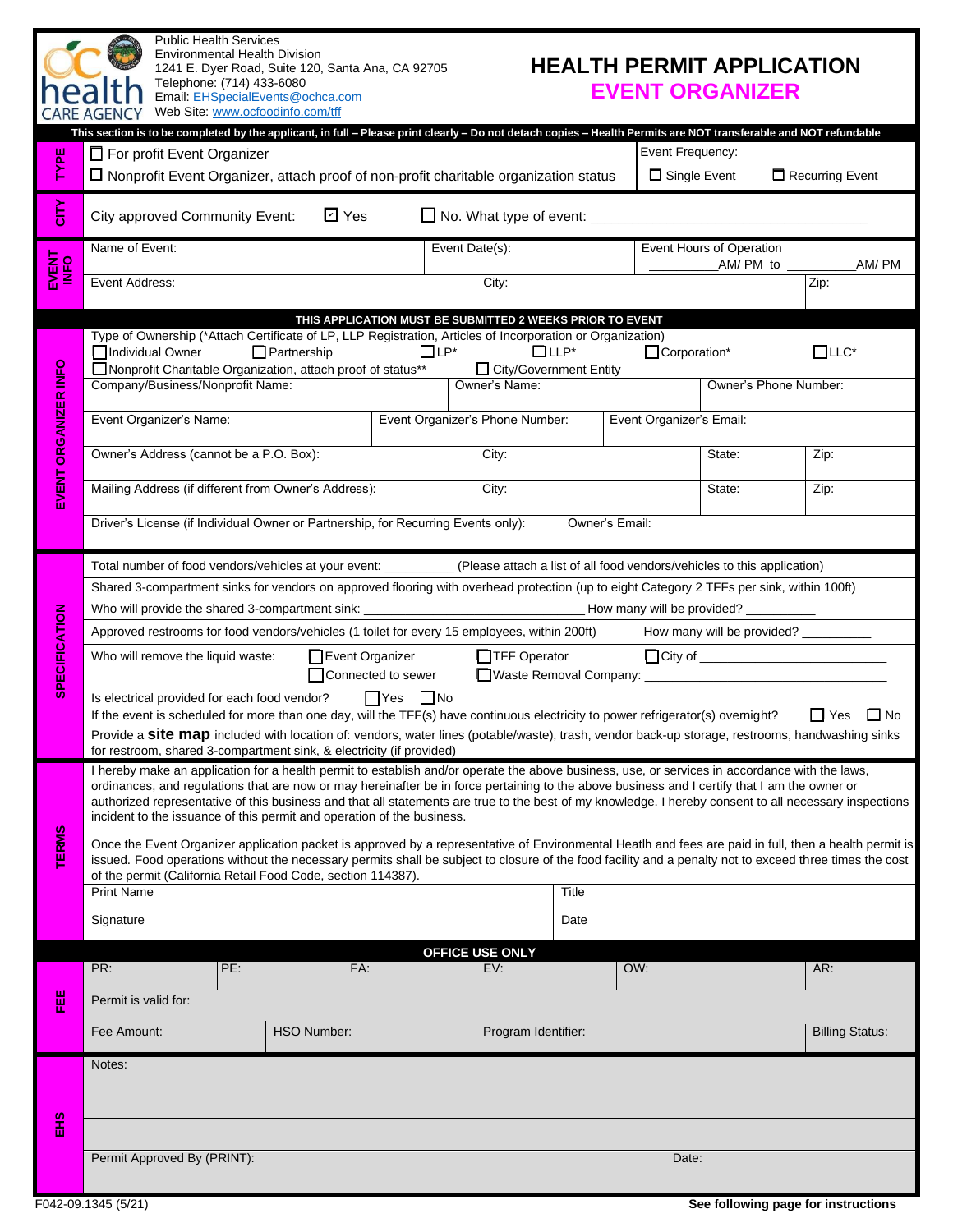Public Health Services
Environmental Health Division
1241 E. Dyer Road, Suite 120, Santa Ana, CA 92705
Telephone: (714) 433-6080
Email: EHSpecialEvents@ochca.com
Web Site: www.ocfoodinfo.com/tff

# HEALTH PERMIT APPLICATION
## EVENT ORGANIZER

**This section is to be completed by the applicant, in full – Please print clearly – Do not detach copies – Health Permits are NOT transferable and NOT refundable**

### TYPE

- ☐ For profit Event Organizer
- ☐ Nonprofit Event Organizer, attach proof of non-profit charitable organization status

Event Frequency: ☐ Single Event ☐ Recurring Event

### CITY

City approved Community Event: ☑ Yes ☐ No. What type of event: ____________________

### EVENT INFO

| Name of Event: | Event Date(s): | Event Hours of Operation ________ AM/ PM to ________ AM/ PM |
|---|---|---|
| Event Address: | City: | Zip: |

**THIS APPLICATION MUST BE SUBMITTED 2 WEEKS PRIOR TO EVENT**

### EVENT ORGANIZER INFO

Type of Ownership (*Attach Certificate of LP, LLP Registration, Articles of Incorporation or Organization)

☐ Individual Owner ☐ Partnership ☐ LP* ☐ LLP* ☐ Corporation* ☐ LLC*
☐ Nonprofit Charitable Organization, attach proof of status** ☐ City/Government Entity

| Company/Business/Nonprofit Name: | Owner's Name: | Owner's Phone Number: |
|---|---|---|
| Event Organizer's Name: | Event Organizer's Phone Number: | Event Organizer's Email: |

| Owner's Address (cannot be a P.O. Box): | City: | State: | Zip: |
|---|---|---|---|
| Mailing Address (if different from Owner's Address): | City: | State: | Zip: |

| Driver's License (if Individual Owner or Partnership, for Recurring Events only): | Owner's Email: |
|---|---|

### SPECIFICATION

Total number of food vendors/vehicles at your event: ________ (Please attach a list of all food vendors/vehicles to this application)

Shared 3-compartment sinks for vendors on approved flooring with overhead protection (up to eight Category 2 TFFs per sink, within 100ft)

Who will provide the shared 3-compartment sink: ____________________ How many will be provided? ________

Approved restrooms for food vendors/vehicles (1 toilet for every 15 employees, within 200ft) How many will be provided? ________

Who will remove the liquid waste: ☐ Event Organizer ☐ TFF Operator ☐ City of ____________________
☐ Connected to sewer ☐ Waste Removal Company: ____________________

Is electrical provided for each food vendor? ☐ Yes ☐ No

If the event is scheduled for more than one day, will the TFF(s) have continuous electricity to power refrigerator(s) overnight? ☐ Yes ☐ No

Provide a **site map** included with location of: vendors, water lines (potable/waste), trash, vendor back-up storage, restrooms, handwashing sinks for restroom, shared 3-compartment sink, & electricity (if provided)

### TERMS

I hereby make an application for a health permit to establish and/or operate the above business, use, or services in accordance with the laws, ordinances, and regulations that are now or may hereinafter be in force pertaining to the above business and I certify that I am the owner or authorized representative of this business and that all statements are true to the best of my knowledge. I hereby consent to all necessary inspections incident to the issuance of this permit and operation of the business.

Once the Event Organizer application packet is approved by a representative of Environmental Heatlh and fees are paid in full, then a health permit is issued. Food operations without the necessary permits shall be subject to closure of the food facility and a penalty not to exceed three times the cost of the permit (California Retail Food Code, section 114387).

| Print Name | Title |
|---|---|
| Signature | Date |

**OFFICE USE ONLY**

### FEE

| PR: | PE: | FA: | EV: | OW: | AR: |
|---|---|---|---|---|---|

Permit is valid for:

| Fee Amount: | HSO Number: | Program Identifier: | Billing Status: |
|---|---|---|---|

### EHS

Notes:

| Permit Approved By (PRINT): | Date: |
|---|---|

F042-09.1345 (5/21)

**See following page for instructions**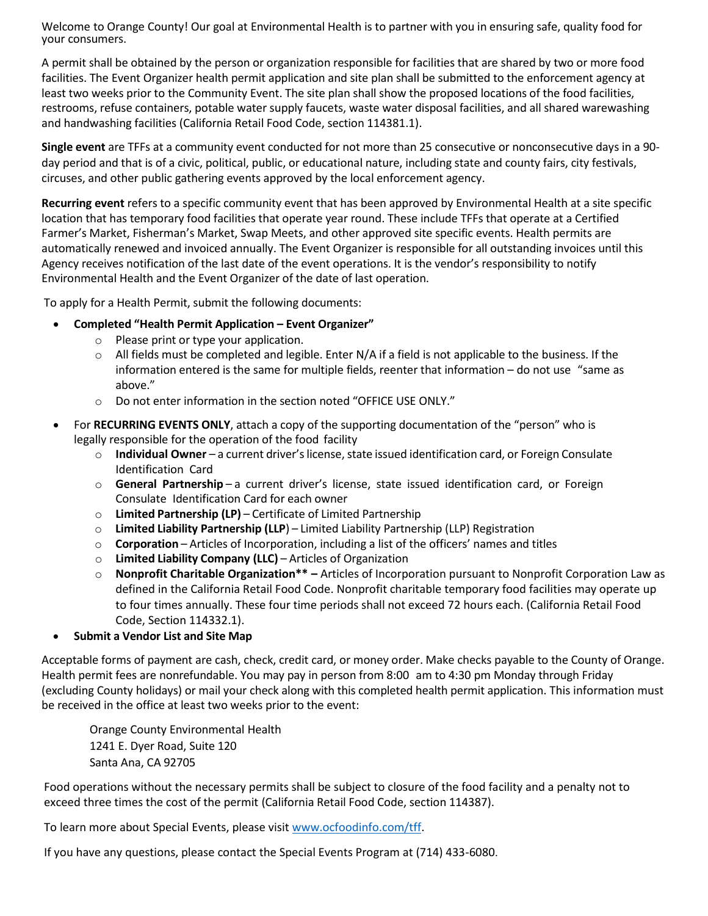Welcome to Orange County! Our goal at Environmental Health is to partner with you in ensuring safe, quality food for your consumers.

A permit shall be obtained by the person or organization responsible for facilities that are shared by two or more food facilities. The Event Organizer health permit application and site plan shall be submitted to the enforcement agency at least two weeks prior to the Community Event. The site plan shall show the proposed locations of the food facilities, restrooms, refuse containers, potable water supply faucets, waste water disposal facilities, and all shared warewashing and handwashing facilities (California Retail Food Code, section 114381.1).

**Single event** are TFFs at a community event conducted for not more than 25 consecutive or nonconsecutive days in a 90-day period and that is of a civic, political, public, or educational nature, including state and county fairs, city festivals, circuses, and other public gathering events approved by the local enforcement agency.

**Recurring event** refers to a specific community event that has been approved by Environmental Health at a site specific location that has temporary food facilities that operate year round. These include TFFs that operate at a Certified Farmer's Market, Fisherman's Market, Swap Meets, and other approved site specific events. Health permits are automatically renewed and invoiced annually. The Event Organizer is responsible for all outstanding invoices until this Agency receives notification of the last date of the event operations. It is the vendor's responsibility to notify Environmental Health and the Event Organizer of the date of last operation.

To apply for a Health Permit, submit the following documents:

- **Completed "Health Permit Application – Event Organizer"**
  - Please print or type your application.
  - All fields must be completed and legible. Enter N/A if a field is not applicable to the business. If the information entered is the same for multiple fields, reenter that information – do not use "same as above."
  - Do not enter information in the section noted "OFFICE USE ONLY."
- For **RECURRING EVENTS ONLY**, attach a copy of the supporting documentation of the "person" who is legally responsible for the operation of the food facility
  - **Individual Owner** – a current driver's license, state issued identification card, or Foreign Consulate Identification Card
  - **General Partnership** – a current driver's license, state issued identification card, or Foreign Consulate Identification Card for each owner
  - **Limited Partnership (LP)** – Certificate of Limited Partnership
  - **Limited Liability Partnership (LLP)** – Limited Liability Partnership (LLP) Registration
  - **Corporation** – Articles of Incorporation, including a list of the officers' names and titles
  - **Limited Liability Company (LLC)** – Articles of Organization
  - **Nonprofit Charitable Organization\*\* –** Articles of Incorporation pursuant to Nonprofit Corporation Law as defined in the California Retail Food Code. Nonprofit charitable temporary food facilities may operate up to four times annually. These four time periods shall not exceed 72 hours each. (California Retail Food Code, Section 114332.1).
- **Submit a Vendor List and Site Map**

Acceptable forms of payment are cash, check, credit card, or money order. Make checks payable to the County of Orange. Health permit fees are nonrefundable. You may pay in person from 8:00 am to 4:30 pm Monday through Friday (excluding County holidays) or mail your check along with this completed health permit application. This information must be received in the office at least two weeks prior to the event:

Orange County Environmental Health
1241 E. Dyer Road, Suite 120
Santa Ana, CA 92705

Food operations without the necessary permits shall be subject to closure of the food facility and a penalty not to exceed three times the cost of the permit (California Retail Food Code, section 114387).

To learn more about Special Events, please visit [www.ocfoodinfo.com/tff](www.ocfoodinfo.com/tff).

If you have any questions, please contact the Special Events Program at (714) 433-6080.